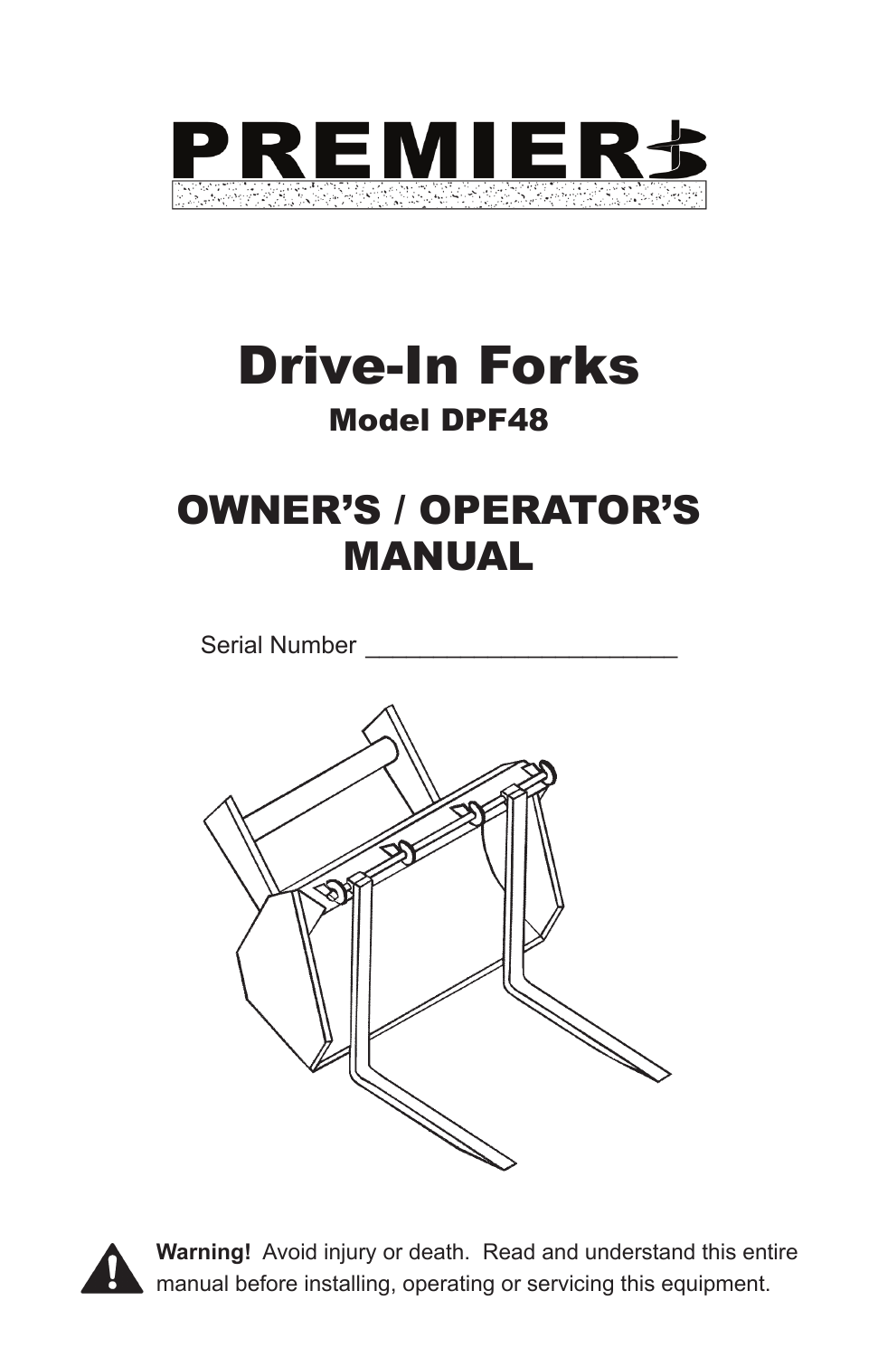# PREMIER

# Drive-In Forks

## Model DPF48

## OWNER'S / OPERATOR'S MANUAL

Serial Number ________________________

**Warning!** Avoid injury or death. Read and understand this entire manual before installing, operating or servicing this equipment.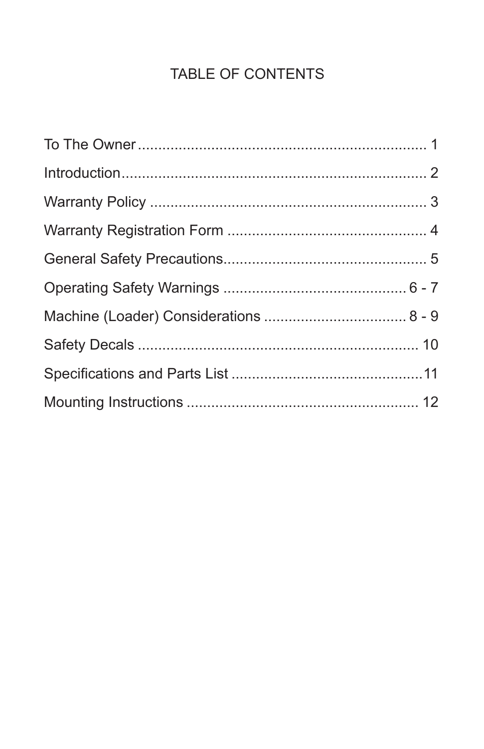# TABLE OF CONTENTS

To The Owner ........................................................................ 1

Introduction........................................................................... 2

Warranty Policy .................................................................... 3

Warranty Registration Form ................................................. 4

General Safety Precautions.................................................. 5

Operating Safety Warnings ............................................. 6 - 7

Machine (Loader) Considerations ................................... 8 - 9

Safety Decals ...................................................................... 10

Specifications and Parts List ................................................11

Mounting Instructions .......................................................... 12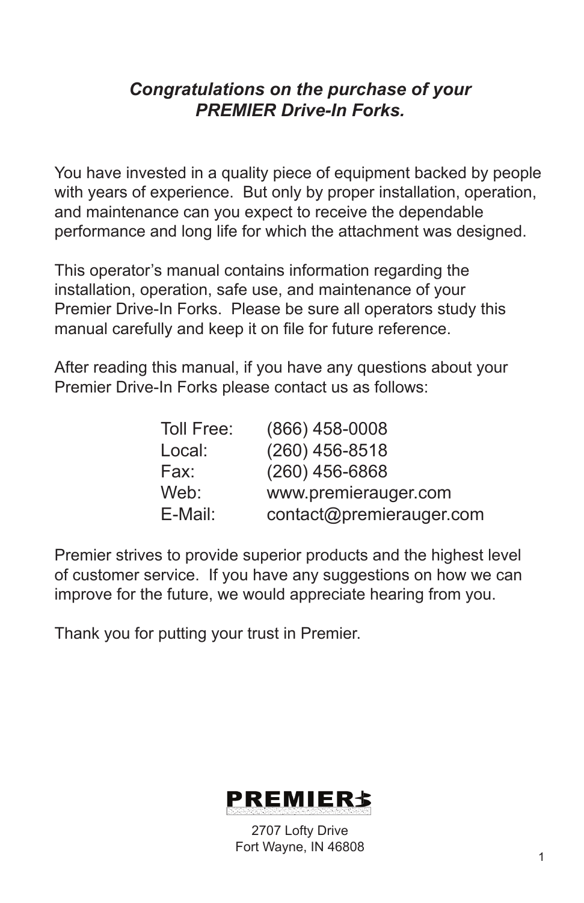***Congratulations on the purchase of your PREMIER Drive-In Forks.***

You have invested in a quality piece of equipment backed by people with years of experience. But only by proper installation, operation, and maintenance can you expect to receive the dependable performance and long life for which the attachment was designed.

This operator's manual contains information regarding the installation, operation, safe use, and maintenance of your Premier Drive-In Forks. Please be sure all operators study this manual carefully and keep it on file for future reference.

After reading this manual, if you have any questions about your Premier Drive-In Forks please contact us as follows:

| | |
|---|---|
| Toll Free: | (866) 458-0008 |
| Local: | (260) 456-8518 |
| Fax: | (260) 456-6868 |
| Web: | www.premierauger.com |
| E-Mail: | contact@premierauger.com |

Premier strives to provide superior products and the highest level of customer service. If you have any suggestions on how we can improve for the future, we would appreciate hearing from you.

Thank you for putting your trust in Premier.

PREMIER

2707 Lofty Drive
Fort Wayne, IN 46808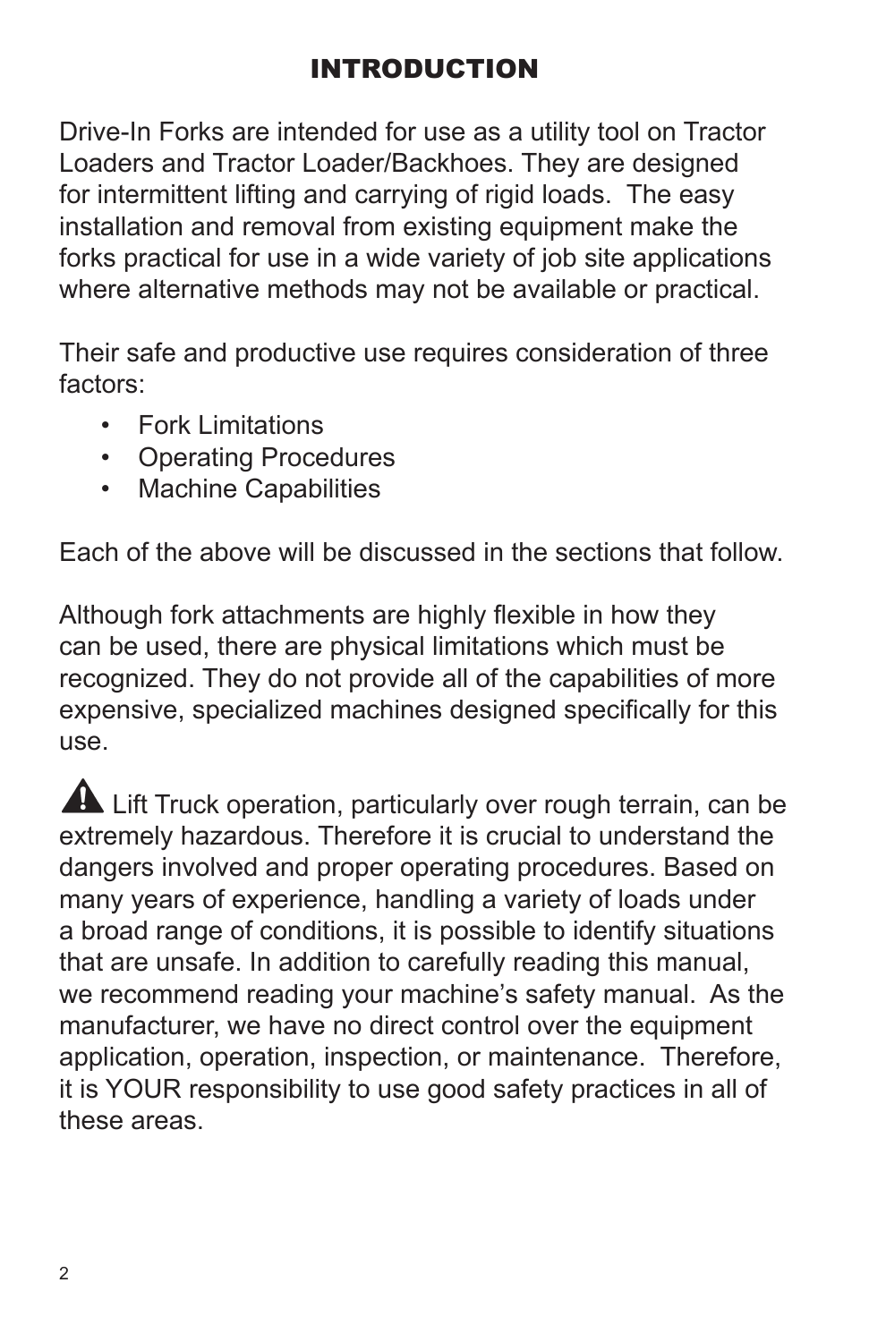# INTRODUCTION

Drive-In Forks are intended for use as a utility tool on Tractor Loaders and Tractor Loader/Backhoes. They are designed for intermittent lifting and carrying of rigid loads. The easy installation and removal from existing equipment make the forks practical for use in a wide variety of job site applications where alternative methods may not be available or practical.

Their safe and productive use requires consideration of three factors:

- Fork Limitations
- Operating Procedures
- Machine Capabilities

Each of the above will be discussed in the sections that follow.

Although fork attachments are highly flexible in how they can be used, there are physical limitations which must be recognized. They do not provide all of the capabilities of more expensive, specialized machines designed specifically for this use.

⚠ Lift Truck operation, particularly over rough terrain, can be extremely hazardous. Therefore it is crucial to understand the dangers involved and proper operating procedures. Based on many years of experience, handling a variety of loads under a broad range of conditions, it is possible to identify situations that are unsafe. In addition to carefully reading this manual, we recommend reading your machine's safety manual. As the manufacturer, we have no direct control over the equipment application, operation, inspection, or maintenance. Therefore, it is YOUR responsibility to use good safety practices in all of these areas.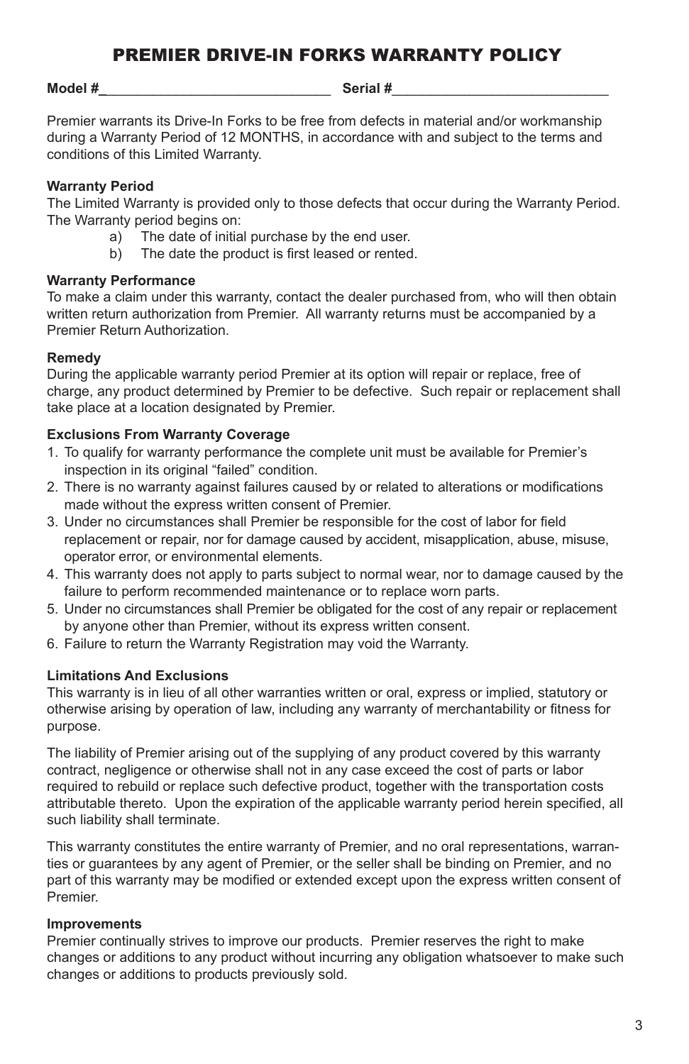# PREMIER DRIVE-IN FORKS WARRANTY POLICY

**Model #**______________________________ **Serial #**____________________________

Premier warrants its Drive-In Forks to be free from defects in material and/or workmanship during a Warranty Period of 12 MONTHS, in accordance with and subject to the terms and conditions of this Limited Warranty.

**Warranty Period**
The Limited Warranty is provided only to those defects that occur during the Warranty Period. The Warranty period begins on:

a) The date of initial purchase by the end user.
b) The date the product is first leased or rented.

**Warranty Performance**
To make a claim under this warranty, contact the dealer purchased from, who will then obtain written return authorization from Premier. All warranty returns must be accompanied by a Premier Return Authorization.

**Remedy**
During the applicable warranty period Premier at its option will repair or replace, free of charge, any product determined by Premier to be defective. Such repair or replacement shall take place at a location designated by Premier.

**Exclusions From Warranty Coverage**

1. To qualify for warranty performance the complete unit must be available for Premier's inspection in its original "failed" condition.
2. There is no warranty against failures caused by or related to alterations or modifications made without the express written consent of Premier.
3. Under no circumstances shall Premier be responsible for the cost of labor for field replacement or repair, nor for damage caused by accident, misapplication, abuse, misuse, operator error, or environmental elements.
4. This warranty does not apply to parts subject to normal wear, nor to damage caused by the failure to perform recommended maintenance or to replace worn parts.
5. Under no circumstances shall Premier be obligated for the cost of any repair or replacement by anyone other than Premier, without its express written consent.
6. Failure to return the Warranty Registration may void the Warranty.

**Limitations And Exclusions**
This warranty is in lieu of all other warranties written or oral, express or implied, statutory or otherwise arising by operation of law, including any warranty of merchantability or fitness for purpose.

The liability of Premier arising out of the supplying of any product covered by this warranty contract, negligence or otherwise shall not in any case exceed the cost of parts or labor required to rebuild or replace such defective product, together with the transportation costs attributable thereto. Upon the expiration of the applicable warranty period herein specified, all such liability shall terminate.

This warranty constitutes the entire warranty of Premier, and no oral representations, warranties or guarantees by any agent of Premier, or the seller shall be binding on Premier, and no part of this warranty may be modified or extended except upon the express written consent of Premier.

**Improvements**
Premier continually strives to improve our products. Premier reserves the right to make changes or additions to any product without incurring any obligation whatsoever to make such changes or additions to products previously sold.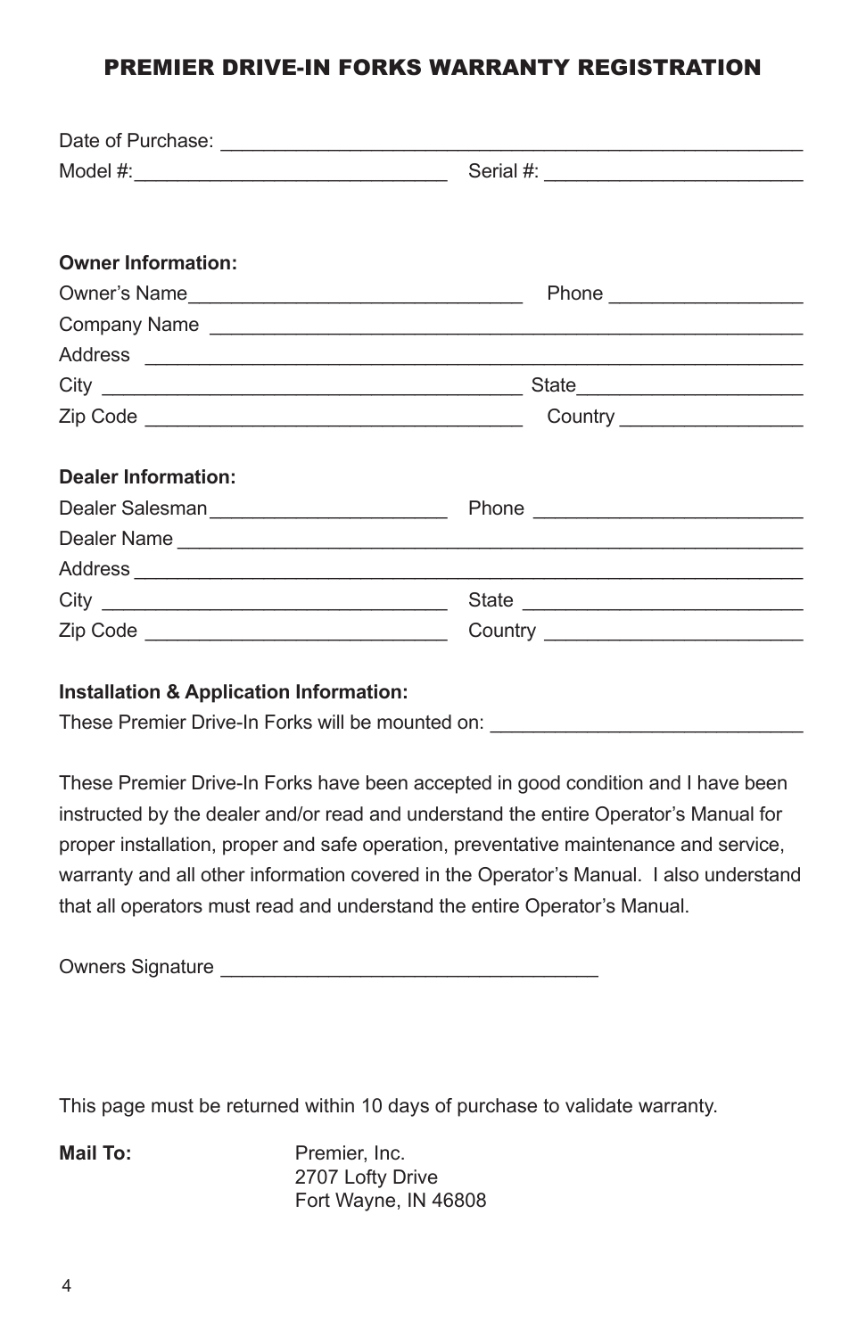# PREMIER DRIVE-IN FORKS WARRANTY REGISTRATION

Date of Purchase: ______________________________________________________

Model #:____________________________ Serial #: _______________________

**Owner Information:**

Owner's Name_______________________________ Phone _________________

Company Name ______________________________________________________

Address ___________________________________________________________

City ________________________________________ State____________________

Zip Code ___________________________________ Country ________________

**Dealer Information:**

Dealer Salesman______________________ Phone ________________________

Dealer Name _______________________________________________________

Address ___________________________________________________________

City _______________________________ State _________________________

Zip Code ___________________________ Country _______________________

**Installation & Application Information:**

These Premier Drive-In Forks will be mounted on: ____________________________

These Premier Drive-In Forks have been accepted in good condition and I have been instructed by the dealer and/or read and understand the entire Operator's Manual for proper installation, proper and safe operation, preventative maintenance and service, warranty and all other information covered in the Operator's Manual. I also understand that all operators must read and understand the entire Operator's Manual.

Owners Signature __________________________________

This page must be returned within 10 days of purchase to validate warranty.

**Mail To:**

Premier, Inc.
2707 Lofty Drive
Fort Wayne, IN 46808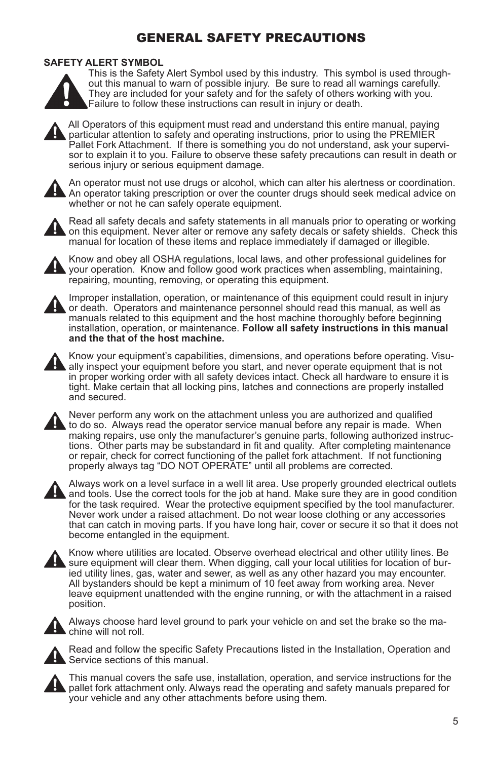# GENERAL SAFETY PRECAUTIONS

**SAFETY ALERT SYMBOL**

This is the Safety Alert Symbol used by this industry. This symbol is used throughout this manual to warn of possible injury. Be sure to read all warnings carefully. They are included for your safety and for the safety of others working with you. Failure to follow these instructions can result in injury or death.

All Operators of this equipment must read and understand this entire manual, paying particular attention to safety and operating instructions, prior to using the PREMIER Pallet Fork Attachment. If there is something you do not understand, ask your supervisor to explain it to you. Failure to observe these safety precautions can result in death or serious injury or serious equipment damage.

An operator must not use drugs or alcohol, which can alter his alertness or coordination. An operator taking prescription or over the counter drugs should seek medical advice on whether or not he can safely operate equipment.

Read all safety decals and safety statements in all manuals prior to operating or working on this equipment. Never alter or remove any safety decals or safety shields. Check this manual for location of these items and replace immediately if damaged or illegible.

Know and obey all OSHA regulations, local laws, and other professional guidelines for your operation. Know and follow good work practices when assembling, maintaining, repairing, mounting, removing, or operating this equipment.

Improper installation, operation, or maintenance of this equipment could result in injury or death. Operators and maintenance personnel should read this manual, as well as manuals related to this equipment and the host machine thoroughly before beginning installation, operation, or maintenance. **Follow all safety instructions in this manual and the that of the host machine.**

Know your equipment's capabilities, dimensions, and operations before operating. Visually inspect your equipment before you start, and never operate equipment that is not in proper working order with all safety devices intact. Check all hardware to ensure it is tight. Make certain that all locking pins, latches and connections are properly installed and secured.

Never perform any work on the attachment unless you are authorized and qualified to do so. Always read the operator service manual before any repair is made. When making repairs, use only the manufacturer's genuine parts, following authorized instructions. Other parts may be substandard in fit and quality. After completing maintenance or repair, check for correct functioning of the pallet fork attachment. If not functioning properly always tag "DO NOT OPERATE" until all problems are corrected.

Always work on a level surface in a well lit area. Use properly grounded electrical outlets and tools. Use the correct tools for the job at hand. Make sure they are in good condition for the task required. Wear the protective equipment specified by the tool manufacturer. Never work under a raised attachment. Do not wear loose clothing or any accessories that can catch in moving parts. If you have long hair, cover or secure it so that it does not become entangled in the equipment.

Know where utilities are located. Observe overhead electrical and other utility lines. Be sure equipment will clear them. When digging, call your local utilities for location of buried utility lines, gas, water and sewer, as well as any other hazard you may encounter. All bystanders should be kept a minimum of 10 feet away from working area. Never leave equipment unattended with the engine running, or with the attachment in a raised position.

Always choose hard level ground to park your vehicle on and set the brake so the machine will not roll.

Read and follow the specific Safety Precautions listed in the Installation, Operation and Service sections of this manual.

This manual covers the safe use, installation, operation, and service instructions for the pallet fork attachment only. Always read the operating and safety manuals prepared for your vehicle and any other attachments before using them.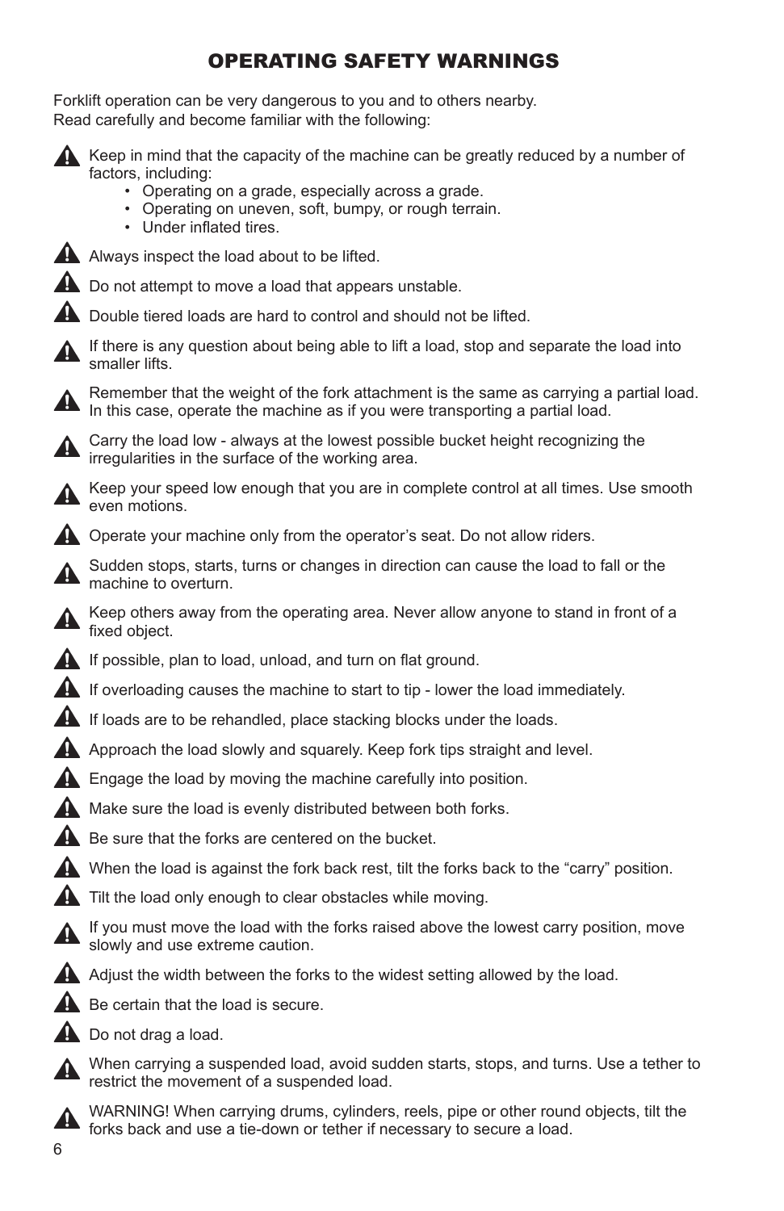## OPERATING SAFETY WARNINGS

Forklift operation can be very dangerous to you and to others nearby.
Read carefully and become familiar with the following:

- Keep in mind that the capacity of the machine can be greatly reduced by a number of factors, including:
  - Operating on a grade, especially across a grade.
  - Operating on uneven, soft, bumpy, or rough terrain.
  - Under inflated tires.
- Always inspect the load about to be lifted.
- Do not attempt to move a load that appears unstable.
- Double tiered loads are hard to control and should not be lifted.
- If there is any question about being able to lift a load, stop and separate the load into smaller lifts.
- Remember that the weight of the fork attachment is the same as carrying a partial load. In this case, operate the machine as if you were transporting a partial load.
- Carry the load low - always at the lowest possible bucket height recognizing the irregularities in the surface of the working area.
- Keep your speed low enough that you are in complete control at all times. Use smooth even motions.
- Operate your machine only from the operator's seat. Do not allow riders.
- Sudden stops, starts, turns or changes in direction can cause the load to fall or the machine to overturn.
- Keep others away from the operating area. Never allow anyone to stand in front of a fixed object.
- If possible, plan to load, unload, and turn on flat ground.
- If overloading causes the machine to start to tip - lower the load immediately.
- If loads are to be rehandled, place stacking blocks under the loads.
- Approach the load slowly and squarely. Keep fork tips straight and level.
- Engage the load by moving the machine carefully into position.
- Make sure the load is evenly distributed between both forks.
- Be sure that the forks are centered on the bucket.
- When the load is against the fork back rest, tilt the forks back to the "carry" position.
- Tilt the load only enough to clear obstacles while moving.
- If you must move the load with the forks raised above the lowest carry position, move slowly and use extreme caution.
- Adjust the width between the forks to the widest setting allowed by the load.
- Be certain that the load is secure.
- Do not drag a load.
- When carrying a suspended load, avoid sudden starts, stops, and turns. Use a tether to restrict the movement of a suspended load.
- WARNING! When carrying drums, cylinders, reels, pipe or other round objects, tilt the forks back and use a tie-down or tether if necessary to secure a load.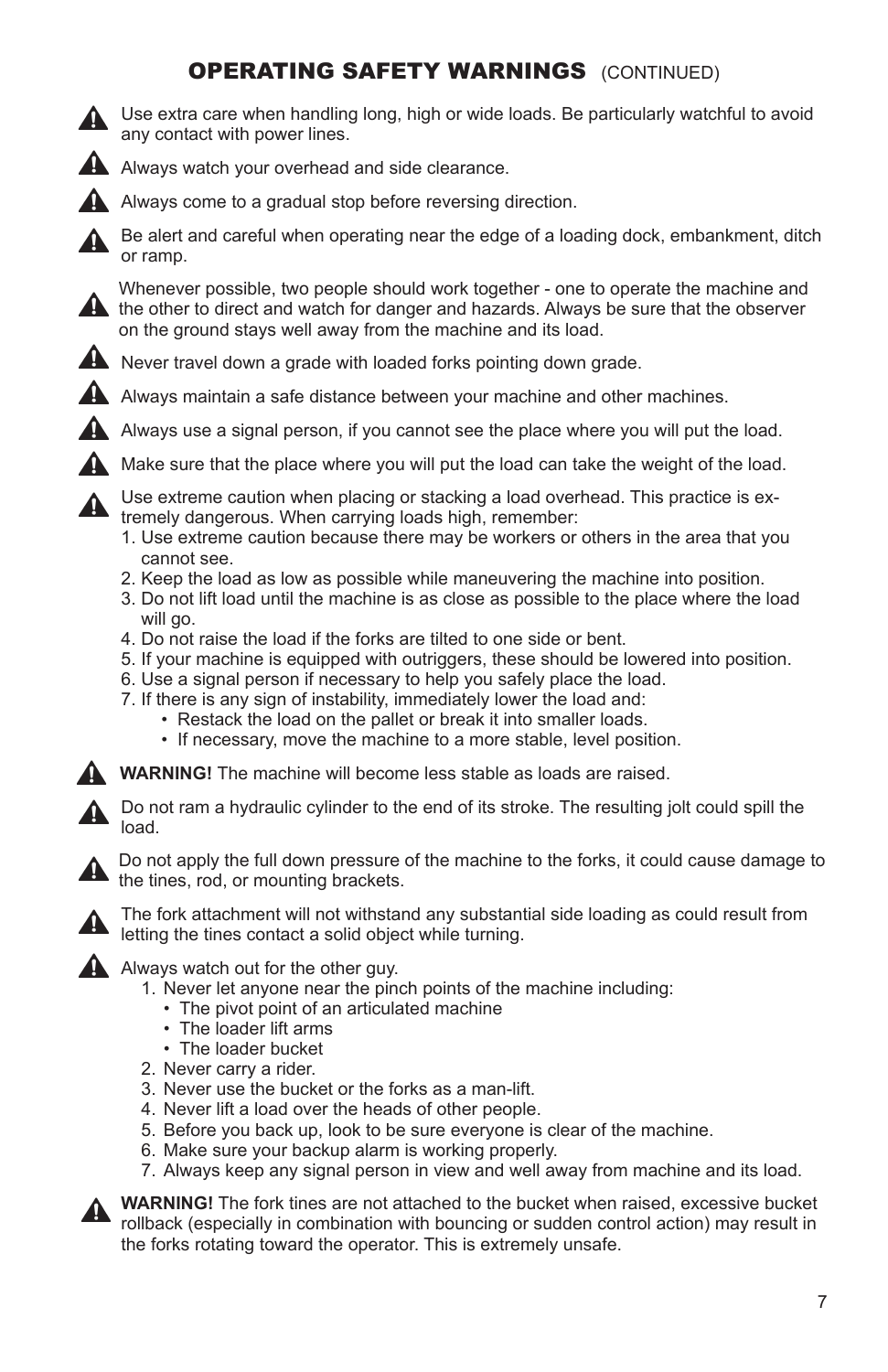## OPERATING SAFETY WARNINGS (CONTINUED)

- Use extra care when handling long, high or wide loads. Be particularly watchful to avoid any contact with power lines.
- Always watch your overhead and side clearance.
- Always come to a gradual stop before reversing direction.
- Be alert and careful when operating near the edge of a loading dock, embankment, ditch or ramp.
- Whenever possible, two people should work together - one to operate the machine and the other to direct and watch for danger and hazards. Always be sure that the observer on the ground stays well away from the machine and its load.
- Never travel down a grade with loaded forks pointing down grade.
- Always maintain a safe distance between your machine and other machines.
- Always use a signal person, if you cannot see the place where you will put the load.
- Make sure that the place where you will put the load can take the weight of the load.
- Use extreme caution when placing or stacking a load overhead. This practice is extremely dangerous. When carrying loads high, remember:
  1. Use extreme caution because there may be workers or others in the area that you cannot see.
  2. Keep the load as low as possible while maneuvering the machine into position.
  3. Do not lift load until the machine is as close as possible to the place where the load will go.
  4. Do not raise the load if the forks are tilted to one side or bent.
  5. If your machine is equipped with outriggers, these should be lowered into position.
  6. Use a signal person if necessary to help you safely place the load.
  7. If there is any sign of instability, immediately lower the load and:
     - Restack the load on the pallet or break it into smaller loads.
     - If necessary, move the machine to a more stable, level position.
- **WARNING!** The machine will become less stable as loads are raised.
- Do not ram a hydraulic cylinder to the end of its stroke. The resulting jolt could spill the load.
- Do not apply the full down pressure of the machine to the forks, it could cause damage to the tines, rod, or mounting brackets.
- The fork attachment will not withstand any substantial side loading as could result from letting the tines contact a solid object while turning.
- Always watch out for the other guy.
  1. Never let anyone near the pinch points of the machine including:
     - The pivot point of an articulated machine
     - The loader lift arms
     - The loader bucket
  2. Never carry a rider.
  3. Never use the bucket or the forks as a man-lift.
  4. Never lift a load over the heads of other people.
  5. Before you back up, look to be sure everyone is clear of the machine.
  6. Make sure your backup alarm is working properly.
  7. Always keep any signal person in view and well away from machine and its load.
- **WARNING!** The fork tines are not attached to the bucket when raised, excessive bucket rollback (especially in combination with bouncing or sudden control action) may result in the forks rotating toward the operator. This is extremely unsafe.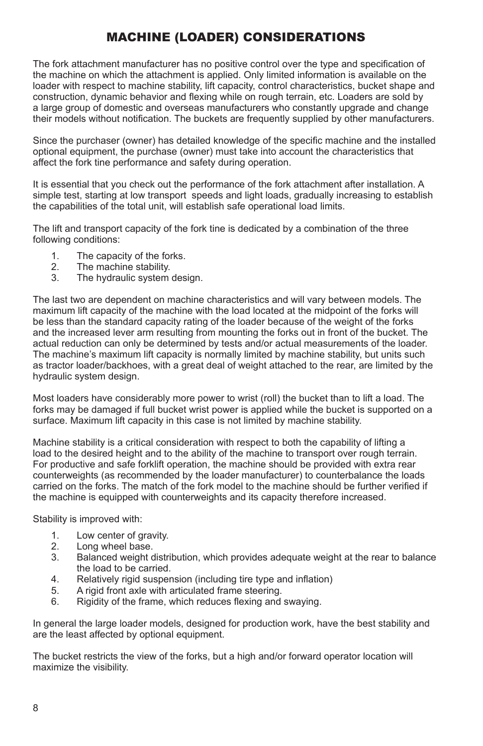# MACHINE (LOADER) CONSIDERATIONS

The fork attachment manufacturer has no positive control over the type and specification of the machine on which the attachment is applied. Only limited information is available on the loader with respect to machine stability, lift capacity, control characteristics, bucket shape and construction, dynamic behavior and flexing while on rough terrain, etc. Loaders are sold by a large group of domestic and overseas manufacturers who constantly upgrade and change their models without notification. The buckets are frequently supplied by other manufacturers.

Since the purchaser (owner) has detailed knowledge of the specific machine and the installed optional equipment, the purchase (owner) must take into account the characteristics that affect the fork tine performance and safety during operation.

It is essential that you check out the performance of the fork attachment after installation. A simple test, starting at low transport speeds and light loads, gradually increasing to establish the capabilities of the total unit, will establish safe operational load limits.

The lift and transport capacity of the fork tine is dedicated by a combination of the three following conditions:

1. The capacity of the forks.
2. The machine stability.
3. The hydraulic system design.

The last two are dependent on machine characteristics and will vary between models. The maximum lift capacity of the machine with the load located at the midpoint of the forks will be less than the standard capacity rating of the loader because of the weight of the forks and the increased lever arm resulting from mounting the forks out in front of the bucket. The actual reduction can only be determined by tests and/or actual measurements of the loader. The machine's maximum lift capacity is normally limited by machine stability, but units such as tractor loader/backhoes, with a great deal of weight attached to the rear, are limited by the hydraulic system design.

Most loaders have considerably more power to wrist (roll) the bucket than to lift a load. The forks may be damaged if full bucket wrist power is applied while the bucket is supported on a surface. Maximum lift capacity in this case is not limited by machine stability.

Machine stability is a critical consideration with respect to both the capability of lifting a load to the desired height and to the ability of the machine to transport over rough terrain. For productive and safe forklift operation, the machine should be provided with extra rear counterweights (as recommended by the loader manufacturer) to counterbalance the loads carried on the forks. The match of the fork model to the machine should be further verified if the machine is equipped with counterweights and its capacity therefore increased.

Stability is improved with:

1. Low center of gravity.
2. Long wheel base.
3. Balanced weight distribution, which provides adequate weight at the rear to balance the load to be carried.
4. Relatively rigid suspension (including tire type and inflation)
5. A rigid front axle with articulated frame steering.
6. Rigidity of the frame, which reduces flexing and swaying.

In general the large loader models, designed for production work, have the best stability and are the least affected by optional equipment.

The bucket restricts the view of the forks, but a high and/or forward operator location will maximize the visibility.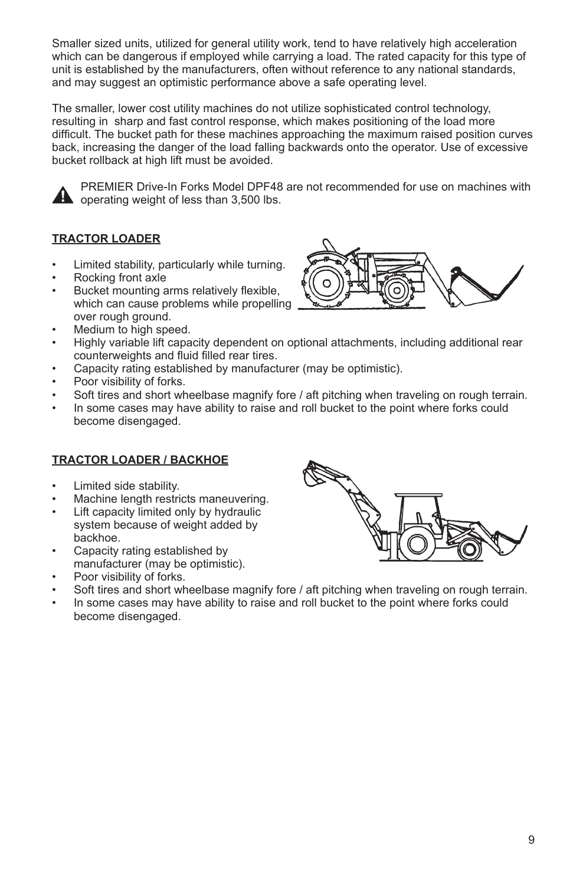Smaller sized units, utilized for general utility work, tend to have relatively high acceleration which can be dangerous if employed while carrying a load. The rated capacity for this type of unit is established by the manufacturers, often without reference to any national standards, and may suggest an optimistic performance above a safe operating level.

The smaller, lower cost utility machines do not utilize sophisticated control technology, resulting in sharp and fast control response, which makes positioning of the load more difficult. The bucket path for these machines approaching the maximum raised position curves back, increasing the danger of the load falling backwards onto the operator. Use of excessive bucket rollback at high lift must be avoided.

⚠ PREMIER Drive-In Forks Model DPF48 are not recommended for use on machines with operating weight of less than 3,500 lbs.

## TRACTOR LOADER

- Limited stability, particularly while turning.
- Rocking front axle
- Bucket mounting arms relatively flexible, which can cause problems while propelling over rough ground.
- Medium to high speed.
- Highly variable lift capacity dependent on optional attachments, including additional rear counterweights and fluid filled rear tires.
- Capacity rating established by manufacturer (may be optimistic).
- Poor visibility of forks.
- Soft tires and short wheelbase magnify fore / aft pitching when traveling on rough terrain.
- In some cases may have ability to raise and roll bucket to the point where forks could become disengaged.

## TRACTOR LOADER / BACKHOE

- Limited side stability.
- Machine length restricts maneuvering.
- Lift capacity limited only by hydraulic system because of weight added by backhoe.
- Capacity rating established by manufacturer (may be optimistic).
- Poor visibility of forks.
- Soft tires and short wheelbase magnify fore / aft pitching when traveling on rough terrain.
- In some cases may have ability to raise and roll bucket to the point where forks could become disengaged.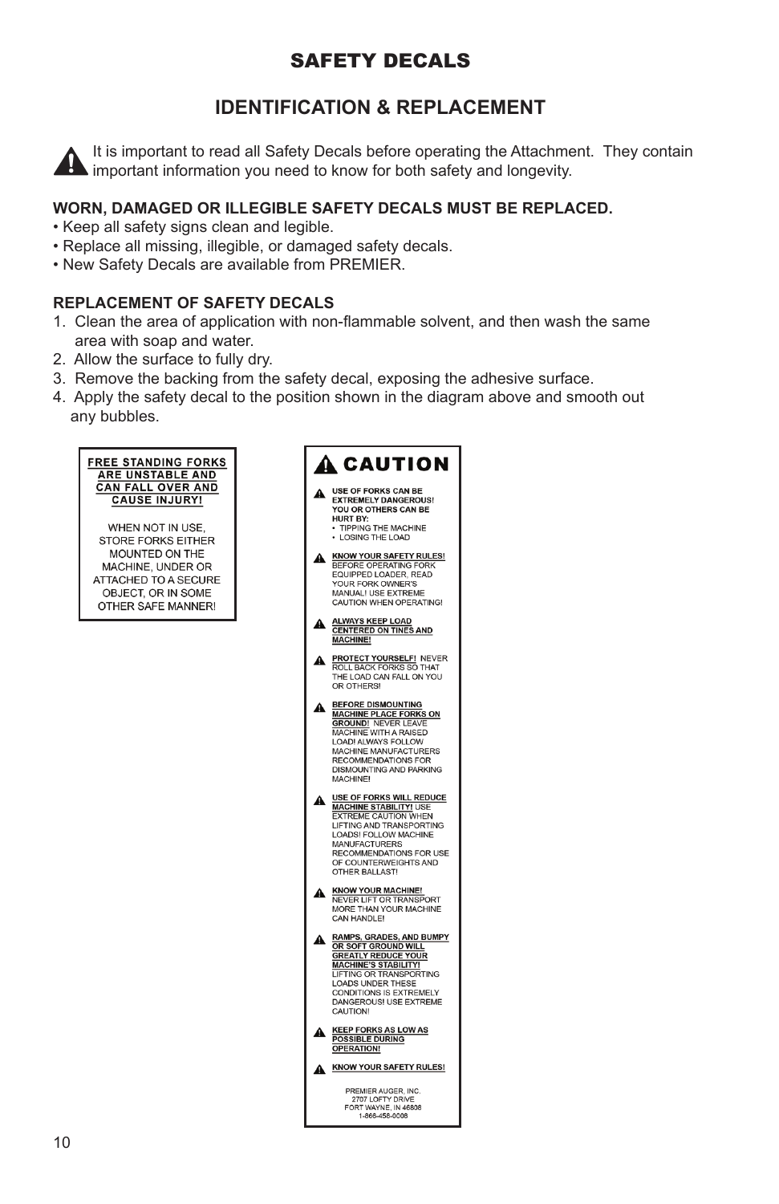## SAFETY DECALS

## IDENTIFICATION & REPLACEMENT

It is important to read all Safety Decals before operating the Attachment. They contain important information you need to know for both safety and longevity.

**WORN, DAMAGED OR ILLEGIBLE SAFETY DECALS MUST BE REPLACED.**

- Keep all safety signs clean and legible.
- Replace all missing, illegible, or damaged safety decals.
- New Safety Decals are available from PREMIER.

**REPLACEMENT OF SAFETY DECALS**

1. Clean the area of application with non-flammable solvent, and then wash the same area with soap and water.
2. Allow the surface to fully dry.
3. Remove the backing from the safety decal, exposing the adhesive surface.
4. Apply the safety decal to the position shown in the diagram above and smooth out any bubbles.

**FREE STANDING FORKS ARE UNSTABLE AND CAN FALL OVER AND CAUSE INJURY!**

WHEN NOT IN USE, STORE FORKS EITHER MOUNTED ON THE MACHINE, UNDER OR ATTACHED TO A SECURE OBJECT, OR IN SOME OTHER SAFE MANNER!

**CAUTION**

**USE OF FORKS CAN BE EXTREMELY DANGEROUS! YOU OR OTHERS CAN BE HURT BY:**
- TIPPING THE MACHINE
- LOSING THE LOAD

**KNOW YOUR SAFETY RULES!** BEFORE OPERATING FORK EQUIPPED LOADER, READ YOUR FORK OWNER'S MANUAL! USE EXTREME CAUTION WHEN OPERATING!

**ALWAYS KEEP LOAD CENTERED ON TINES AND MACHINE!**

**PROTECT YOURSELF!** NEVER ROLL BACK FORKS SO THAT THE LOAD CAN FALL ON YOU OR OTHERS!

**BEFORE DISMOUNTING MACHINE PLACE FORKS ON GROUND!** NEVER LEAVE MACHINE WITH A RAISED LOAD! ALWAYS FOLLOW MACHINE MANUFACTURERS RECOMMENDATIONS FOR DISMOUNTING AND PARKING MACHINE!

**USE OF FORKS WILL REDUCE MACHINE STABILITY!** USE EXTREME CAUTION WHEN LIFTING AND TRANSPORTING LOADS! FOLLOW MACHINE MANUFACTURERS RECOMMENDATIONS FOR USE OF COUNTERWEIGHTS AND OTHER BALLAST!

**KNOW YOUR MACHINE!** NEVER LIFT OR TRANSPORT MORE THAN YOUR MACHINE CAN HANDLE!

**RAMPS, GRADES, AND BUMPY OR SOFT GROUND WILL GREATLY REDUCE YOUR MACHINE'S STABILITY!** LIFTING OR TRANSPORTING LOADS UNDER THESE CONDITIONS IS EXTREMELY DANGEROUS! USE EXTREME CAUTION!

**KEEP FORKS AS LOW AS POSSIBLE DURING OPERATION!**

**KNOW YOUR SAFETY RULES!**

PREMIER AUGER, INC.
2707 LOFTY DRIVE
FORT WAYNE, IN 46808
1-866-458-0008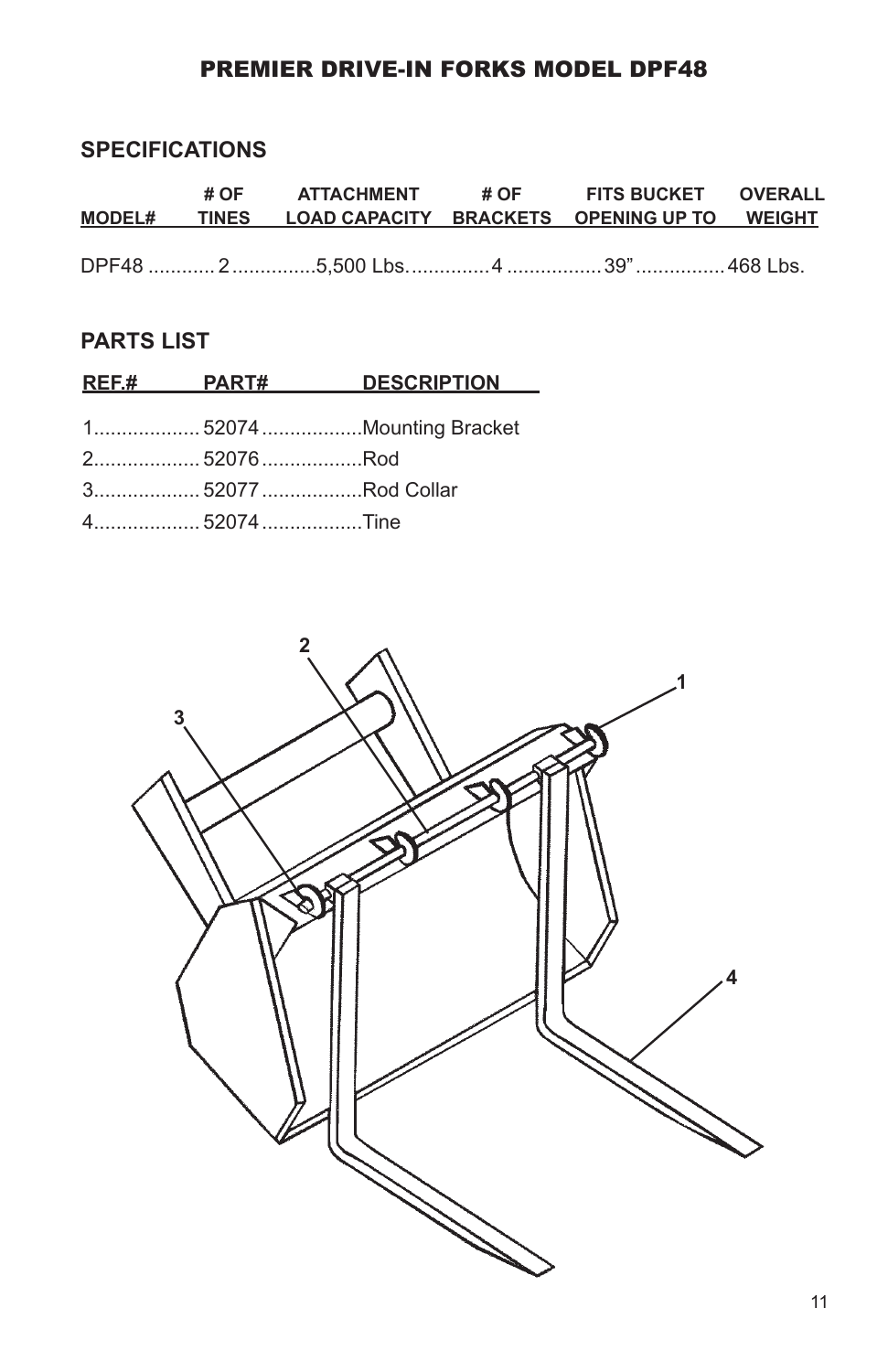## PREMIER DRIVE-IN FORKS MODEL DPF48

### SPECIFICATIONS

| MODEL# | # OF TINES | ATTACHMENT LOAD CAPACITY | # OF BRACKETS | FITS BUCKET OPENING UP TO | OVERALL WEIGHT |
|---|---|---|---|---|---|
| DPF48 | 2 | 5,500 Lbs. | 4 | 39" | 468 Lbs. |

### PARTS LIST

| REF.# | PART# | DESCRIPTION |
|---|---|---|
| 1 | 52074 | Mounting Bracket |
| 2 | 52076 | Rod |
| 3 | 52077 | Rod Collar |
| 4 | 52074 | Tine |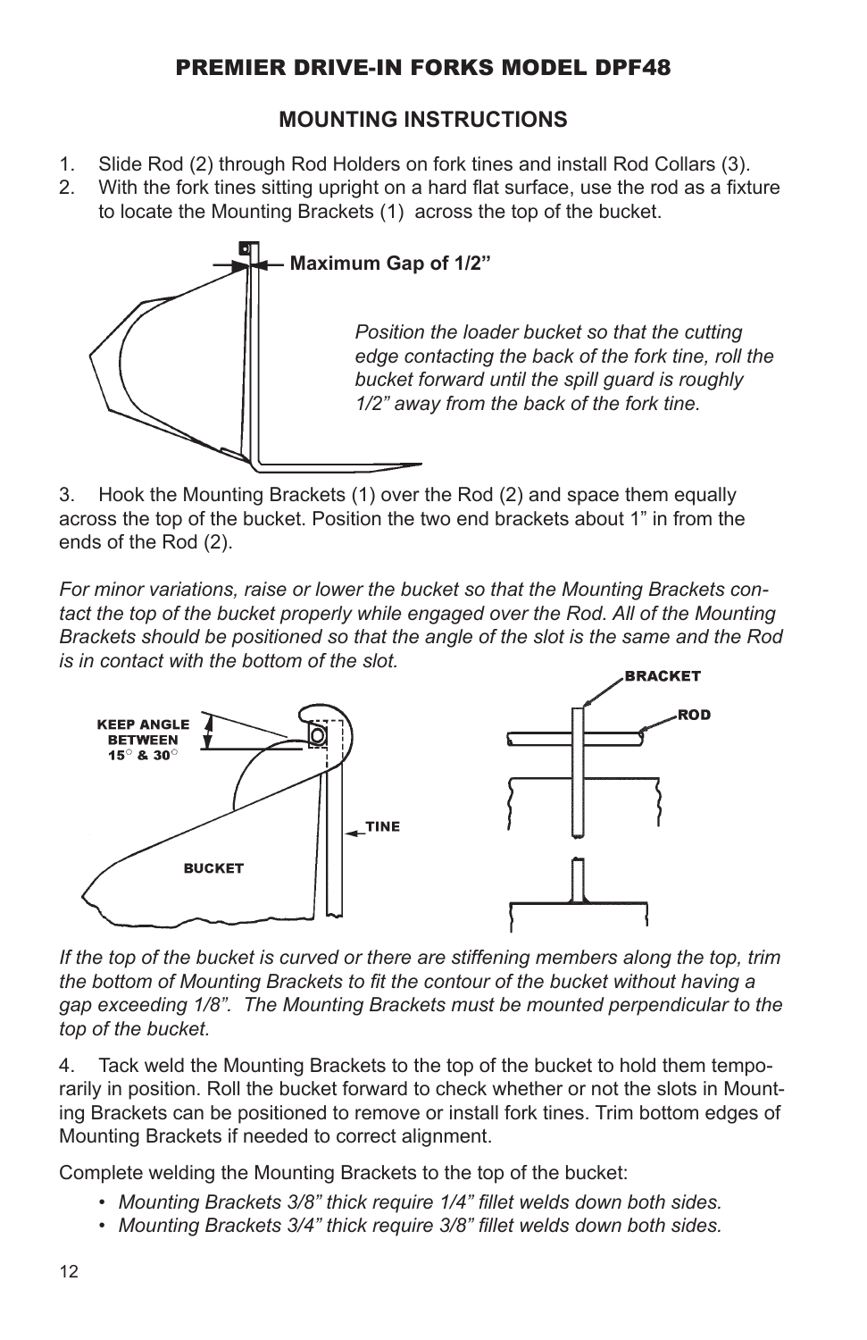## PREMIER DRIVE-IN FORKS MODEL DPF48

### MOUNTING INSTRUCTIONS

1. Slide Rod (2) through Rod Holders on fork tines and install Rod Collars (3).
2. With the fork tines sitting upright on a hard flat surface, use the rod as a fixture to locate the Mounting Brackets (1) across the top of the bucket.

**Maximum Gap of 1/2”**

*Position the loader bucket so that the cutting edge contacting the back of the fork tine, roll the bucket forward until the spill guard is roughly 1/2” away from the back of the fork tine.*

3. Hook the Mounting Brackets (1) over the Rod (2) and space them equally across the top of the bucket. Position the two end brackets about 1” in from the ends of the Rod (2).

*For minor variations, raise or lower the bucket so that the Mounting Brackets contact the top of the bucket properly while engaged over the Rod. All of the Mounting Brackets should be positioned so that the angle of the slot is the same and the Rod is in contact with the bottom of the slot.*

KEEP ANGLE BETWEEN 15° & 30°

BUCKET

TINE

BRACKET

ROD

*If the top of the bucket is curved or there are stiffening members along the top, trim the bottom of Mounting Brackets to fit the contour of the bucket without having a gap exceeding 1/8”. The Mounting Brackets must be mounted perpendicular to the top of the bucket.*

4. Tack weld the Mounting Brackets to the top of the bucket to hold them temporarily in position. Roll the bucket forward to check whether or not the slots in Mounting Brackets can be positioned to remove or install fork tines. Trim bottom edges of Mounting Brackets if needed to correct alignment.

Complete welding the Mounting Brackets to the top of the bucket:

- *Mounting Brackets 3/8” thick require 1/4” fillet welds down both sides.*
- *Mounting Brackets 3/4” thick require 3/8” fillet welds down both sides.*